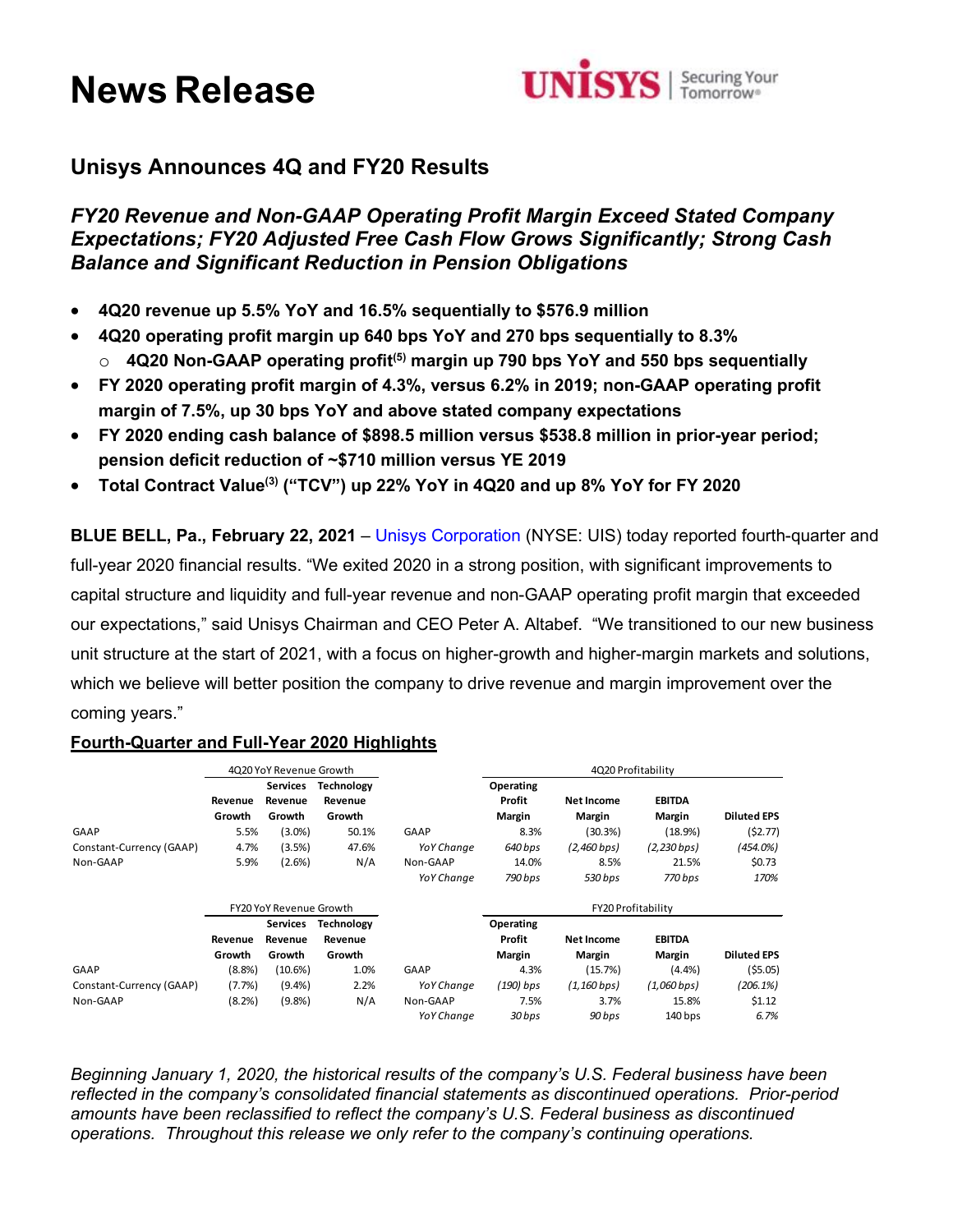# News Release

## Unisys Announces 4Q and FY20 Results

### *FY20 Revenue and Non-GAAP Operating Profit Margin Exceed Stated Company Expectations; FY20 Adjusted Free Cash Flow Grows Significantly; Strong Cash Balance and Significant Reduction in Pension Obligations*

- **4Q20 revenue up 5.5% YoY and 16.5% sequentially to $576.9 million**
- **4Q20 operating profit margin up 640 bps YoY and 270 bps sequentially to 8.3%**
  - **4Q20 Non-GAAP operating profit(5) margin up 790 bps YoY and 550 bps sequentially**
- **FY 2020 operating profit margin of 4.3%, versus 6.2% in 2019; non-GAAP operating profit margin of 7.5%, up 30 bps YoY and above stated company expectations**
- **FY 2020 ending cash balance of $898.5 million versus $538.8 million in prior-year period; pension deficit reduction of ~$710 million versus YE 2019**
- **Total Contract Value(3) ("TCV") up 22% YoY in 4Q20 and up 8% YoY for FY 2020**

**BLUE BELL, Pa., February 22, 2021** – Unisys Corporation (NYSE: UIS) today reported fourth-quarter and full-year 2020 financial results. "We exited 2020 in a strong position, with significant improvements to capital structure and liquidity and full-year revenue and non-GAAP operating profit margin that exceeded our expectations," said Unisys Chairman and CEO Peter A. Altabef. "We transitioned to our new business unit structure at the start of 2021, with a focus on higher-growth and higher-margin markets and solutions, which we believe will better position the company to drive revenue and margin improvement over the coming years."

**Fourth-Quarter and Full-Year 2020 Highlights**

| | 4Q20 YoY Revenue Growth | | | | 4Q20 Profitability | | | |
|---|---|---|---|---|---|---|---|---|
| | Revenue Growth | Services Revenue Growth | Technology Revenue Growth | | Operating Profit Margin | Net Income Margin | EBITDA Margin | Diluted EPS |
| GAAP | 5.5% | (3.0%) | 50.1% | GAAP | 8.3% | (30.3%) | (18.9%) | ($2.77) |
| Constant-Currency (GAAP) | 4.7% | (3.5%) | 47.6% | *YoY Change* | *640 bps* | *(2,460 bps)* | *(2,230 bps)* | *(454.0%)* |
| Non-GAAP | 5.9% | (2.6%) | N/A | Non-GAAP | 14.0% | 8.5% | 21.5% | $0.73 |
| | | | | *YoY Change* | *790 bps* | *530 bps* | *770 bps* | *170%* |

| | FY20 YoY Revenue Growth | | | | FY20 Profitability | | | |
|---|---|---|---|---|---|---|---|---|
| | Revenue Growth | Services Revenue Growth | Technology Revenue Growth | | Operating Profit Margin | Net Income Margin | EBITDA Margin | Diluted EPS |
| GAAP | (8.8%) | (10.6%) | 1.0% | GAAP | 4.3% | (15.7%) | (4.4%) | ($5.05) |
| Constant-Currency (GAAP) | (7.7%) | (9.4%) | 2.2% | *YoY Change* | *(190) bps* | *(1,160 bps)* | *(1,060 bps)* | *(206.1%)* |
| Non-GAAP | (8.2%) | (9.8%) | N/A | Non-GAAP | 7.5% | 3.7% | 15.8% | $1.12 |
| | | | | *YoY Change* | *30 bps* | *90 bps* | 140 bps | *6.7%* |

*Beginning January 1, 2020, the historical results of the company's U.S. Federal business have been reflected in the company's consolidated financial statements as discontinued operations. Prior-period amounts have been reclassified to reflect the company's U.S. Federal business as discontinued operations. Throughout this release we only refer to the company's continuing operations.*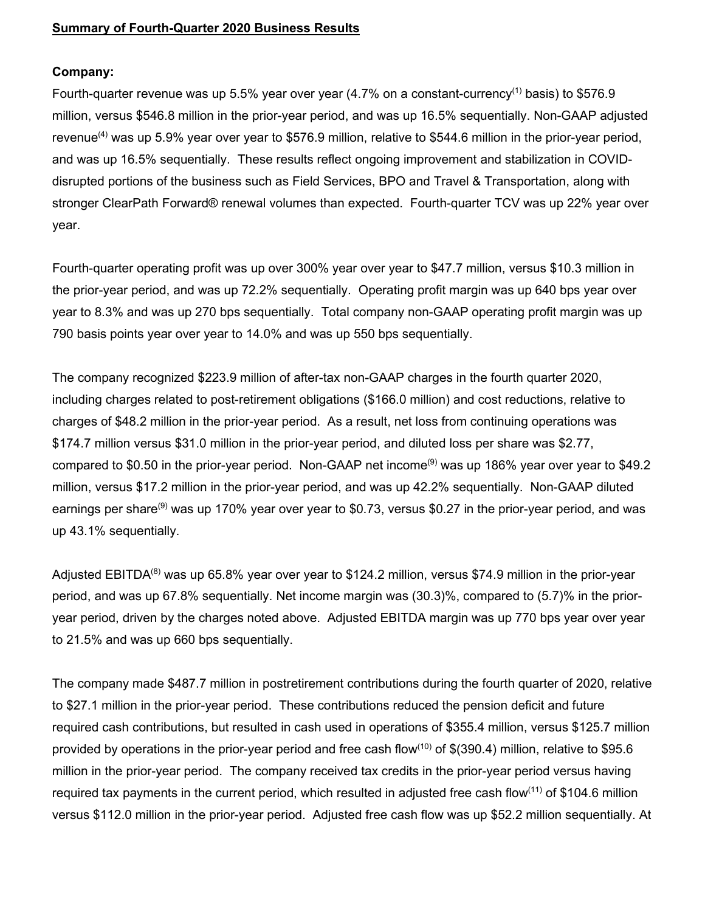**Summary of Fourth-Quarter 2020 Business Results**

**Company:**

Fourth-quarter revenue was up 5.5% year over year (4.7% on a constant-currency[(1)] basis) to $576.9 million, versus $546.8 million in the prior-year period, and was up 16.5% sequentially. Non-GAAP adjusted revenue[(4)] was up 5.9% year over year to $576.9 million, relative to $544.6 million in the prior-year period, and was up 16.5% sequentially. These results reflect ongoing improvement and stabilization in COVID-disrupted portions of the business such as Field Services, BPO and Travel & Transportation, along with stronger ClearPath Forward® renewal volumes than expected. Fourth-quarter TCV was up 22% year over year.

Fourth-quarter operating profit was up over 300% year over year to $47.7 million, versus $10.3 million in the prior-year period, and was up 72.2% sequentially. Operating profit margin was up 640 bps year over year to 8.3% and was up 270 bps sequentially. Total company non-GAAP operating profit margin was up 790 basis points year over year to 14.0% and was up 550 bps sequentially.

The company recognized $223.9 million of after-tax non-GAAP charges in the fourth quarter 2020, including charges related to post-retirement obligations ($166.0 million) and cost reductions, relative to charges of $48.2 million in the prior-year period. As a result, net loss from continuing operations was $174.7 million versus $31.0 million in the prior-year period, and diluted loss per share was $2.77, compared to $0.50 in the prior-year period. Non-GAAP net income[(9)] was up 186% year over year to $49.2 million, versus $17.2 million in the prior-year period, and was up 42.2% sequentially. Non-GAAP diluted earnings per share[(9)] was up 170% year over year to $0.73, versus $0.27 in the prior-year period, and was up 43.1% sequentially.

Adjusted EBITDA[(8)] was up 65.8% year over year to $124.2 million, versus $74.9 million in the prior-year period, and was up 67.8% sequentially. Net income margin was (30.3)%, compared to (5.7)% in the prior-year period, driven by the charges noted above. Adjusted EBITDA margin was up 770 bps year over year to 21.5% and was up 660 bps sequentially.

The company made $487.7 million in postretirement contributions during the fourth quarter of 2020, relative to $27.1 million in the prior-year period. These contributions reduced the pension deficit and future required cash contributions, but resulted in cash used in operations of $355.4 million, versus $125.7 million provided by operations in the prior-year period and free cash flow[(10)] of $(390.4) million, relative to $95.6 million in the prior-year period. The company received tax credits in the prior-year period versus having required tax payments in the current period, which resulted in adjusted free cash flow[(11)] of $104.6 million versus $112.0 million in the prior-year period. Adjusted free cash flow was up $52.2 million sequentially. At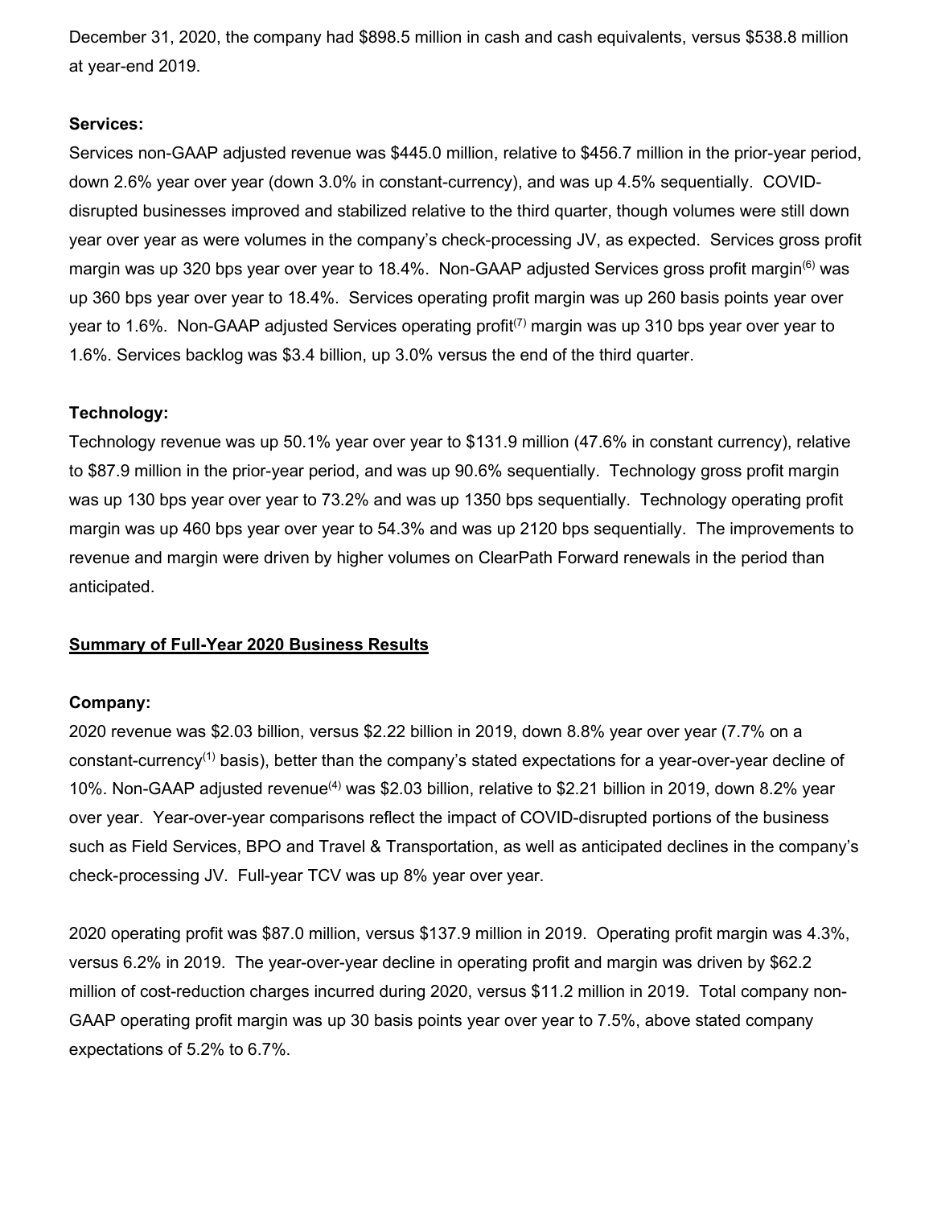December 31, 2020, the company had $898.5 million in cash and cash equivalents, versus $538.8 million at year-end 2019.

**Services:**

Services non-GAAP adjusted revenue was $445.0 million, relative to $456.7 million in the prior-year period, down 2.6% year over year (down 3.0% in constant-currency), and was up 4.5% sequentially. COVID-disrupted businesses improved and stabilized relative to the third quarter, though volumes were still down year over year as were volumes in the company's check-processing JV, as expected. Services gross profit margin was up 320 bps year over year to 18.4%. Non-GAAP adjusted Services gross profit margin[6] was up 360 bps year over year to 18.4%. Services operating profit margin was up 260 basis points year over year to 1.6%. Non-GAAP adjusted Services operating profit[7] margin was up 310 bps year over year to 1.6%. Services backlog was $3.4 billion, up 3.0% versus the end of the third quarter.

**Technology:**

Technology revenue was up 50.1% year over year to $131.9 million (47.6% in constant currency), relative to $87.9 million in the prior-year period, and was up 90.6% sequentially. Technology gross profit margin was up 130 bps year over year to 73.2% and was up 1350 bps sequentially. Technology operating profit margin was up 460 bps year over year to 54.3% and was up 2120 bps sequentially. The improvements to revenue and margin were driven by higher volumes on ClearPath Forward renewals in the period than anticipated.

## Summary of Full-Year 2020 Business Results

**Company:**

2020 revenue was $2.03 billion, versus $2.22 billion in 2019, down 8.8% year over year (7.7% on a constant-currency[1] basis), better than the company's stated expectations for a year-over-year decline of 10%. Non-GAAP adjusted revenue[4] was $2.03 billion, relative to $2.21 billion in 2019, down 8.2% year over year. Year-over-year comparisons reflect the impact of COVID-disrupted portions of the business such as Field Services, BPO and Travel & Transportation, as well as anticipated declines in the company's check-processing JV. Full-year TCV was up 8% year over year.

2020 operating profit was $87.0 million, versus $137.9 million in 2019. Operating profit margin was 4.3%, versus 6.2% in 2019. The year-over-year decline in operating profit and margin was driven by $62.2 million of cost-reduction charges incurred during 2020, versus $11.2 million in 2019. Total company non-GAAP operating profit margin was up 30 basis points year over year to 7.5%, above stated company expectations of 5.2% to 6.7%.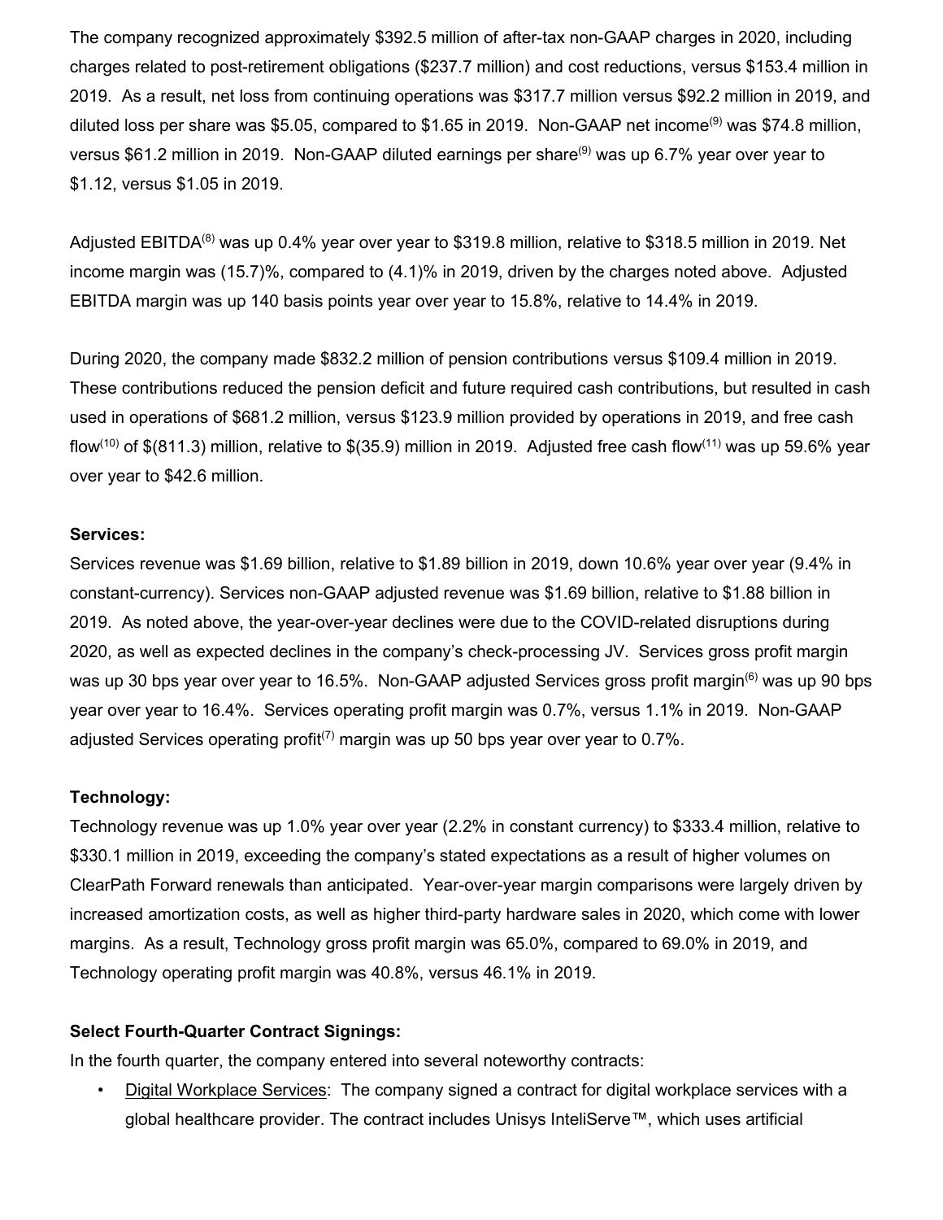The company recognized approximately $392.5 million of after-tax non-GAAP charges in 2020, including charges related to post-retirement obligations ($237.7 million) and cost reductions, versus $153.4 million in 2019. As a result, net loss from continuing operations was $317.7 million versus $92.2 million in 2019, and diluted loss per share was $5.05, compared to $1.65 in 2019. Non-GAAP net income[9] was $74.8 million, versus $61.2 million in 2019. Non-GAAP diluted earnings per share[9] was up 6.7% year over year to $1.12, versus $1.05 in 2019.

Adjusted EBITDA[8] was up 0.4% year over year to $319.8 million, relative to $318.5 million in 2019. Net income margin was (15.7)%, compared to (4.1)% in 2019, driven by the charges noted above. Adjusted EBITDA margin was up 140 basis points year over year to 15.8%, relative to 14.4% in 2019.

During 2020, the company made $832.2 million of pension contributions versus $109.4 million in 2019. These contributions reduced the pension deficit and future required cash contributions, but resulted in cash used in operations of $681.2 million, versus $123.9 million provided by operations in 2019, and free cash flow[10] of $(811.3) million, relative to $(35.9) million in 2019. Adjusted free cash flow[11] was up 59.6% year over year to $42.6 million.

**Services:**

Services revenue was $1.69 billion, relative to $1.89 billion in 2019, down 10.6% year over year (9.4% in constant-currency). Services non-GAAP adjusted revenue was $1.69 billion, relative to $1.88 billion in 2019. As noted above, the year-over-year declines were due to the COVID-related disruptions during 2020, as well as expected declines in the company's check-processing JV. Services gross profit margin was up 30 bps year over year to 16.5%. Non-GAAP adjusted Services gross profit margin[6] was up 90 bps year over year to 16.4%. Services operating profit margin was 0.7%, versus 1.1% in 2019. Non-GAAP adjusted Services operating profit[7] margin was up 50 bps year over year to 0.7%.

**Technology:**

Technology revenue was up 1.0% year over year (2.2% in constant currency) to $333.4 million, relative to $330.1 million in 2019, exceeding the company's stated expectations as a result of higher volumes on ClearPath Forward renewals than anticipated. Year-over-year margin comparisons were largely driven by increased amortization costs, as well as higher third-party hardware sales in 2020, which come with lower margins. As a result, Technology gross profit margin was 65.0%, compared to 69.0% in 2019, and Technology operating profit margin was 40.8%, versus 46.1% in 2019.

**Select Fourth-Quarter Contract Signings:**

In the fourth quarter, the company entered into several noteworthy contracts:

- Digital Workplace Services: The company signed a contract for digital workplace services with a global healthcare provider. The contract includes Unisys InteliServe™, which uses artificial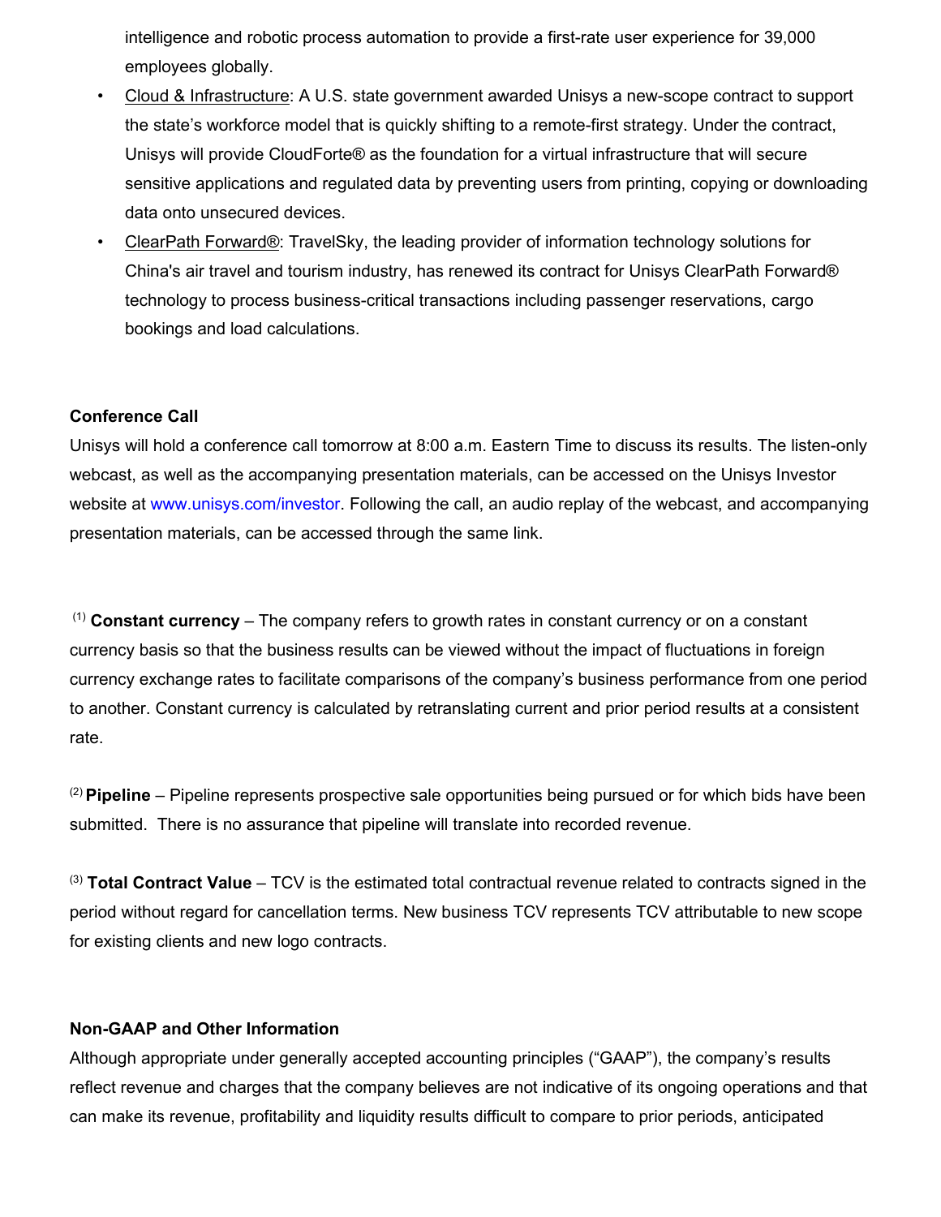intelligence and robotic process automation to provide a first-rate user experience for 39,000 employees globally.

- Cloud & Infrastructure: A U.S. state government awarded Unisys a new-scope contract to support the state's workforce model that is quickly shifting to a remote-first strategy. Under the contract, Unisys will provide CloudForte® as the foundation for a virtual infrastructure that will secure sensitive applications and regulated data by preventing users from printing, copying or downloading data onto unsecured devices.
- ClearPath Forward®: TravelSky, the leading provider of information technology solutions for China's air travel and tourism industry, has renewed its contract for Unisys ClearPath Forward® technology to process business-critical transactions including passenger reservations, cargo bookings and load calculations.

**Conference Call**

Unisys will hold a conference call tomorrow at 8:00 a.m. Eastern Time to discuss its results. The listen-only webcast, as well as the accompanying presentation materials, can be accessed on the Unisys Investor website at www.unisys.com/investor. Following the call, an audio replay of the webcast, and accompanying presentation materials, can be accessed through the same link.

(1) **Constant currency** – The company refers to growth rates in constant currency or on a constant currency basis so that the business results can be viewed without the impact of fluctuations in foreign currency exchange rates to facilitate comparisons of the company's business performance from one period to another. Constant currency is calculated by retranslating current and prior period results at a consistent rate.

(2) **Pipeline** – Pipeline represents prospective sale opportunities being pursued or for which bids have been submitted. There is no assurance that pipeline will translate into recorded revenue.

(3) **Total Contract Value** – TCV is the estimated total contractual revenue related to contracts signed in the period without regard for cancellation terms. New business TCV represents TCV attributable to new scope for existing clients and new logo contracts.

**Non-GAAP and Other Information**

Although appropriate under generally accepted accounting principles ("GAAP"), the company's results reflect revenue and charges that the company believes are not indicative of its ongoing operations and that can make its revenue, profitability and liquidity results difficult to compare to prior periods, anticipated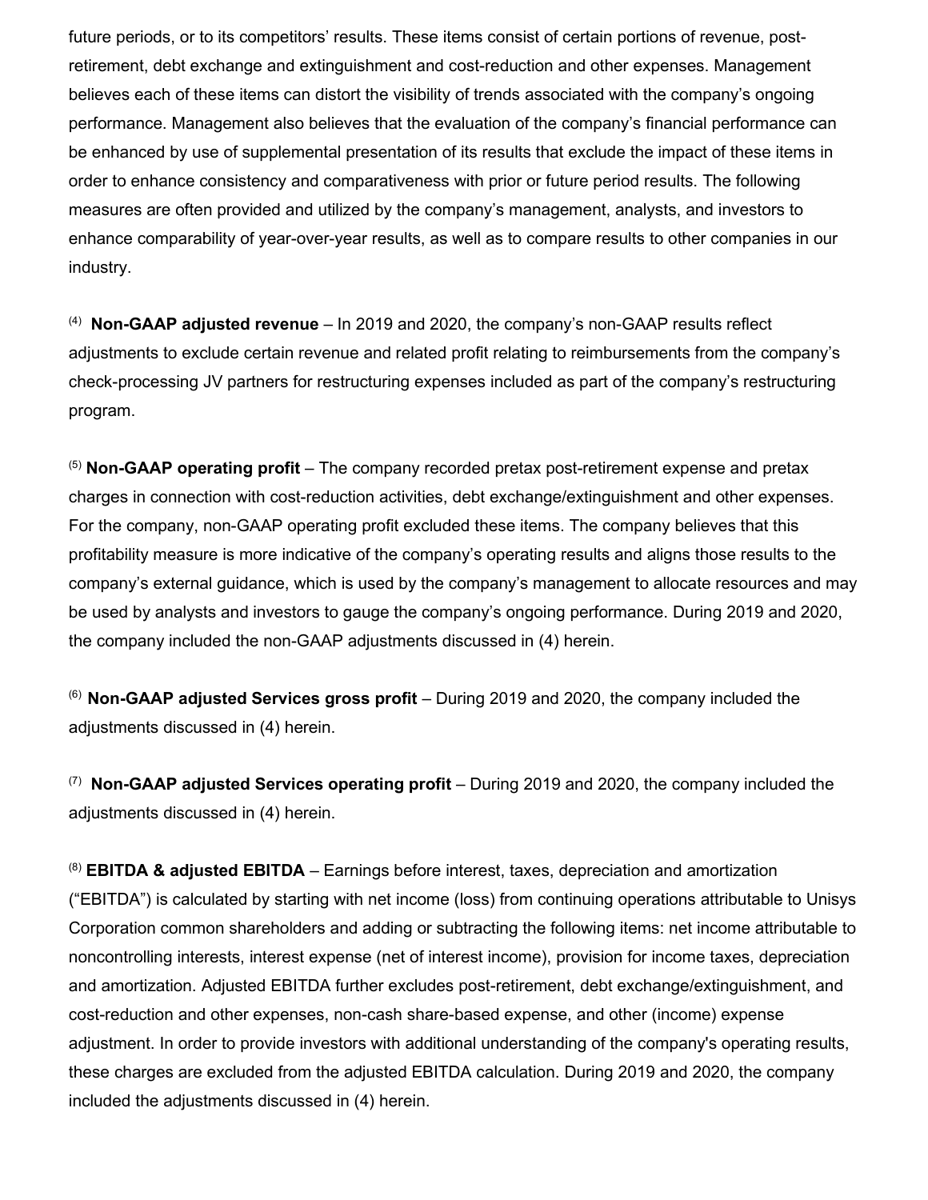future periods, or to its competitors' results. These items consist of certain portions of revenue, post-retirement, debt exchange and extinguishment and cost-reduction and other expenses. Management believes each of these items can distort the visibility of trends associated with the company's ongoing performance. Management also believes that the evaluation of the company's financial performance can be enhanced by use of supplemental presentation of its results that exclude the impact of these items in order to enhance consistency and comparativeness with prior or future period results. The following measures are often provided and utilized by the company's management, analysts, and investors to enhance comparability of year-over-year results, as well as to compare results to other companies in our industry.

(4) **Non-GAAP adjusted revenue** – In 2019 and 2020, the company's non-GAAP results reflect adjustments to exclude certain revenue and related profit relating to reimbursements from the company's check-processing JV partners for restructuring expenses included as part of the company's restructuring program.

(5) **Non-GAAP operating profit** – The company recorded pretax post-retirement expense and pretax charges in connection with cost-reduction activities, debt exchange/extinguishment and other expenses. For the company, non-GAAP operating profit excluded these items. The company believes that this profitability measure is more indicative of the company's operating results and aligns those results to the company's external guidance, which is used by the company's management to allocate resources and may be used by analysts and investors to gauge the company's ongoing performance. During 2019 and 2020, the company included the non-GAAP adjustments discussed in (4) herein.

(6) **Non-GAAP adjusted Services gross profit** – During 2019 and 2020, the company included the adjustments discussed in (4) herein.

(7) **Non-GAAP adjusted Services operating profit** – During 2019 and 2020, the company included the adjustments discussed in (4) herein.

(8) **EBITDA & adjusted EBITDA** – Earnings before interest, taxes, depreciation and amortization ("EBITDA") is calculated by starting with net income (loss) from continuing operations attributable to Unisys Corporation common shareholders and adding or subtracting the following items: net income attributable to noncontrolling interests, interest expense (net of interest income), provision for income taxes, depreciation and amortization. Adjusted EBITDA further excludes post-retirement, debt exchange/extinguishment, and cost-reduction and other expenses, non-cash share-based expense, and other (income) expense adjustment. In order to provide investors with additional understanding of the company's operating results, these charges are excluded from the adjusted EBITDA calculation. During 2019 and 2020, the company included the adjustments discussed in (4) herein.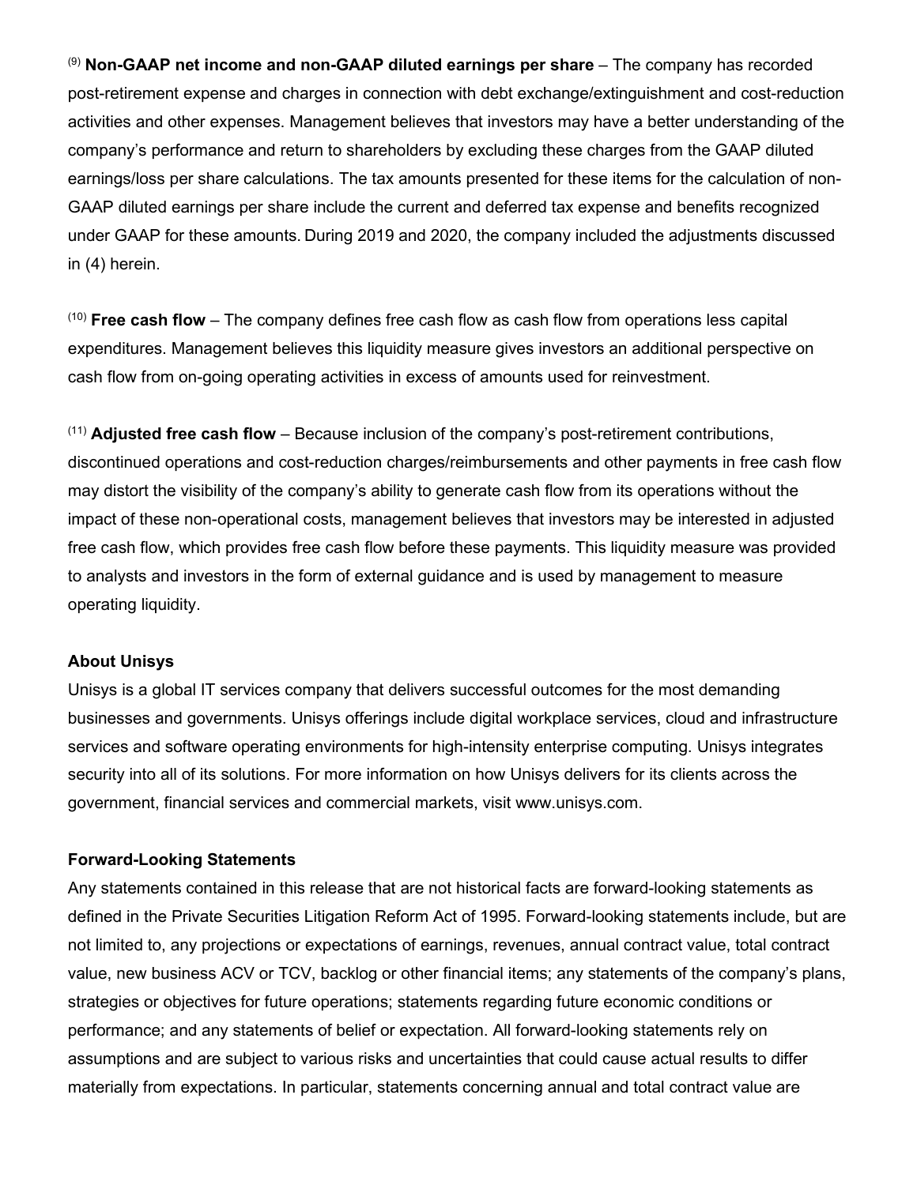[9] **Non-GAAP net income and non-GAAP diluted earnings per share** – The company has recorded post-retirement expense and charges in connection with debt exchange/extinguishment and cost-reduction activities and other expenses. Management believes that investors may have a better understanding of the company's performance and return to shareholders by excluding these charges from the GAAP diluted earnings/loss per share calculations. The tax amounts presented for these items for the calculation of non-GAAP diluted earnings per share include the current and deferred tax expense and benefits recognized under GAAP for these amounts. During 2019 and 2020, the company included the adjustments discussed in (4) herein.

[10] **Free cash flow** – The company defines free cash flow as cash flow from operations less capital expenditures. Management believes this liquidity measure gives investors an additional perspective on cash flow from on-going operating activities in excess of amounts used for reinvestment.

[11] **Adjusted free cash flow** – Because inclusion of the company's post-retirement contributions, discontinued operations and cost-reduction charges/reimbursements and other payments in free cash flow may distort the visibility of the company's ability to generate cash flow from its operations without the impact of these non-operational costs, management believes that investors may be interested in adjusted free cash flow, which provides free cash flow before these payments. This liquidity measure was provided to analysts and investors in the form of external guidance and is used by management to measure operating liquidity.

**About Unisys**

Unisys is a global IT services company that delivers successful outcomes for the most demanding businesses and governments. Unisys offerings include digital workplace services, cloud and infrastructure services and software operating environments for high-intensity enterprise computing. Unisys integrates security into all of its solutions. For more information on how Unisys delivers for its clients across the government, financial services and commercial markets, visit www.unisys.com.

**Forward-Looking Statements**

Any statements contained in this release that are not historical facts are forward-looking statements as defined in the Private Securities Litigation Reform Act of 1995. Forward-looking statements include, but are not limited to, any projections or expectations of earnings, revenues, annual contract value, total contract value, new business ACV or TCV, backlog or other financial items; any statements of the company's plans, strategies or objectives for future operations; statements regarding future economic conditions or performance; and any statements of belief or expectation. All forward-looking statements rely on assumptions and are subject to various risks and uncertainties that could cause actual results to differ materially from expectations. In particular, statements concerning annual and total contract value are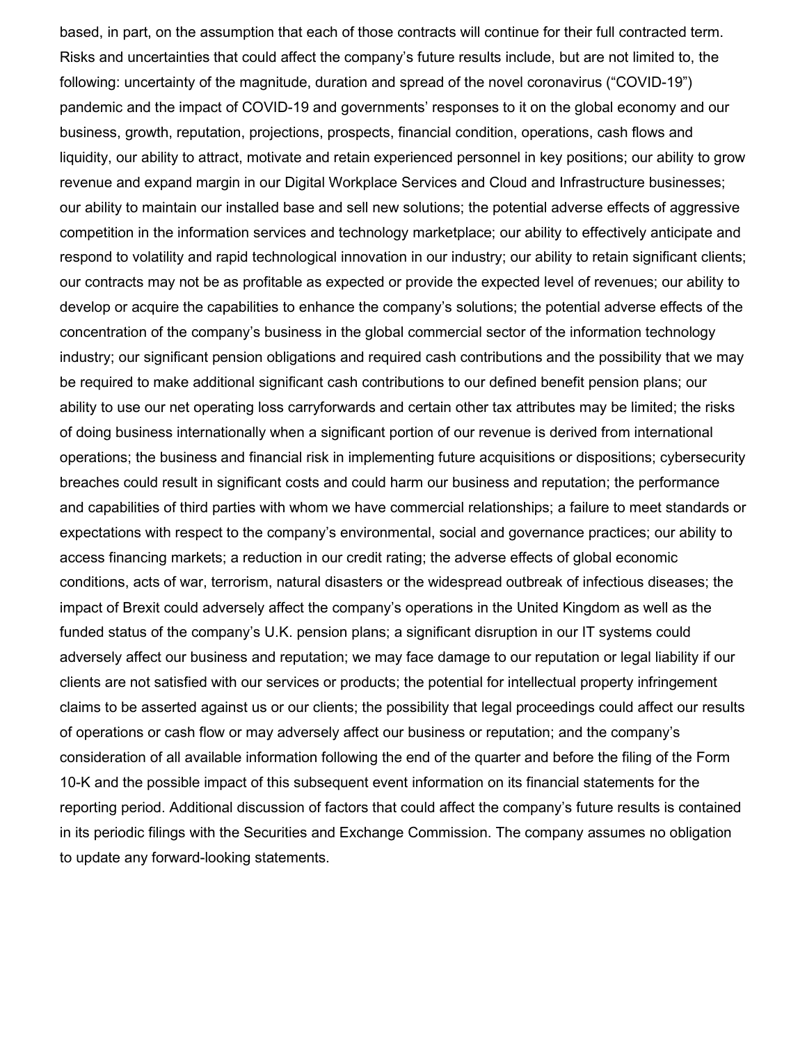based, in part, on the assumption that each of those contracts will continue for their full contracted term. Risks and uncertainties that could affect the company's future results include, but are not limited to, the following: uncertainty of the magnitude, duration and spread of the novel coronavirus ("COVID-19") pandemic and the impact of COVID-19 and governments' responses to it on the global economy and our business, growth, reputation, projections, prospects, financial condition, operations, cash flows and liquidity, our ability to attract, motivate and retain experienced personnel in key positions; our ability to grow revenue and expand margin in our Digital Workplace Services and Cloud and Infrastructure businesses; our ability to maintain our installed base and sell new solutions; the potential adverse effects of aggressive competition in the information services and technology marketplace; our ability to effectively anticipate and respond to volatility and rapid technological innovation in our industry; our ability to retain significant clients; our contracts may not be as profitable as expected or provide the expected level of revenues; our ability to develop or acquire the capabilities to enhance the company's solutions; the potential adverse effects of the concentration of the company's business in the global commercial sector of the information technology industry; our significant pension obligations and required cash contributions and the possibility that we may be required to make additional significant cash contributions to our defined benefit pension plans; our ability to use our net operating loss carryforwards and certain other tax attributes may be limited; the risks of doing business internationally when a significant portion of our revenue is derived from international operations; the business and financial risk in implementing future acquisitions or dispositions; cybersecurity breaches could result in significant costs and could harm our business and reputation; the performance and capabilities of third parties with whom we have commercial relationships; a failure to meet standards or expectations with respect to the company's environmental, social and governance practices; our ability to access financing markets; a reduction in our credit rating; the adverse effects of global economic conditions, acts of war, terrorism, natural disasters or the widespread outbreak of infectious diseases; the impact of Brexit could adversely affect the company's operations in the United Kingdom as well as the funded status of the company's U.K. pension plans; a significant disruption in our IT systems could adversely affect our business and reputation; we may face damage to our reputation or legal liability if our clients are not satisfied with our services or products; the potential for intellectual property infringement claims to be asserted against us or our clients; the possibility that legal proceedings could affect our results of operations or cash flow or may adversely affect our business or reputation; and the company's consideration of all available information following the end of the quarter and before the filing of the Form 10-K and the possible impact of this subsequent event information on its financial statements for the reporting period. Additional discussion of factors that could affect the company's future results is contained in its periodic filings with the Securities and Exchange Commission. The company assumes no obligation to update any forward-looking statements.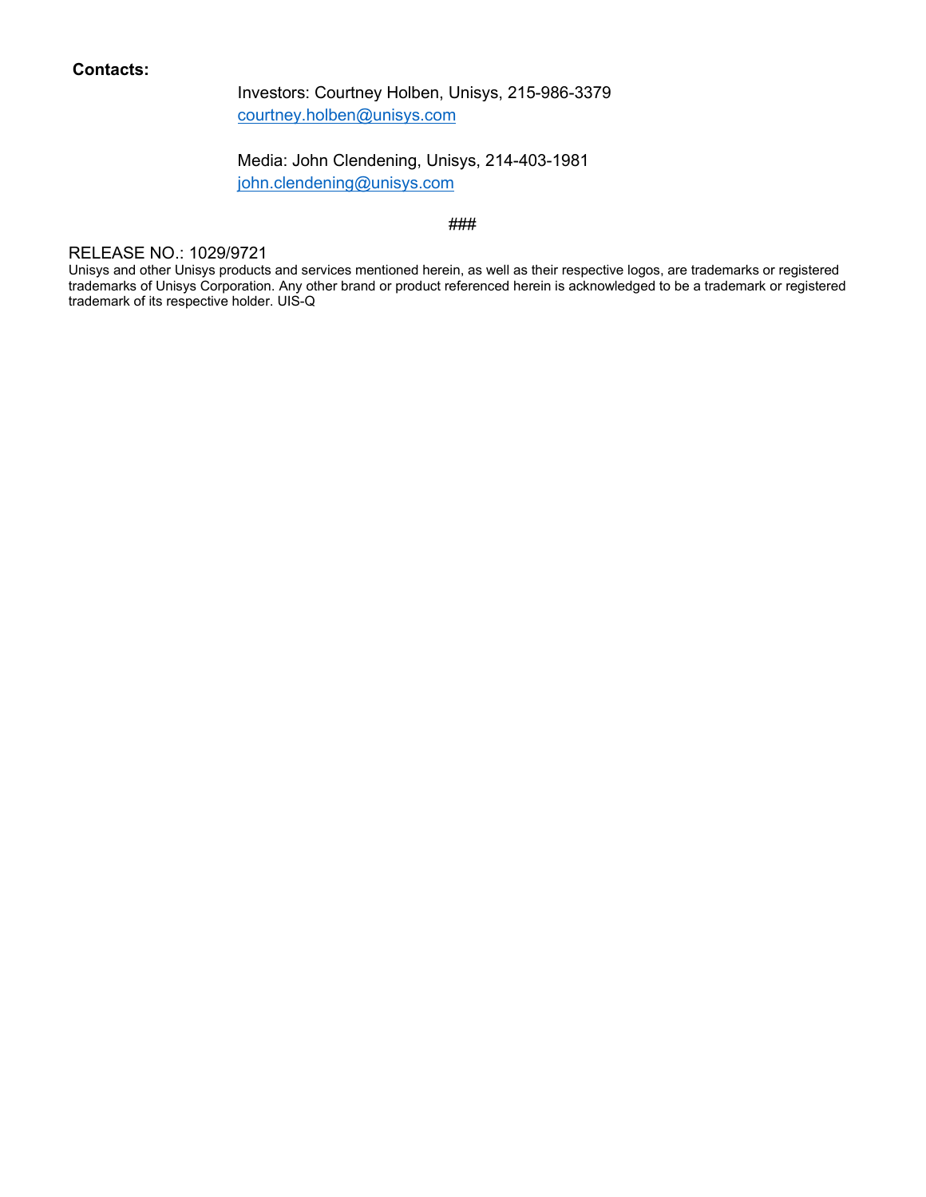**Contacts:**

Investors: Courtney Holben, Unisys, 215-986-3379
courtney.holben@unisys.com

Media: John Clendening, Unisys, 214-403-1981
john.clendening@unisys.com

###

RELEASE NO.: 1029/9721

Unisys and other Unisys products and services mentioned herein, as well as their respective logos, are trademarks or registered trademarks of Unisys Corporation. Any other brand or product referenced herein is acknowledged to be a trademark or registered trademark of its respective holder. UIS-Q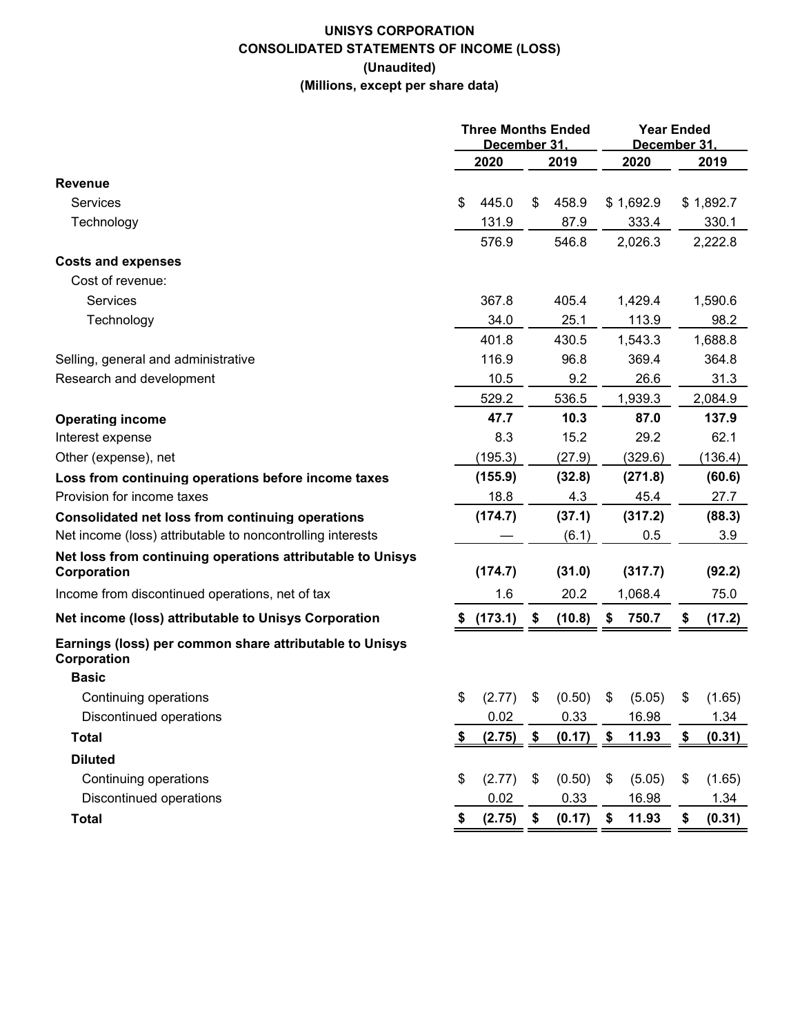**UNISYS CORPORATION**
**CONSOLIDATED STATEMENTS OF INCOME (LOSS)**
**(Unaudited)**
**(Millions, except per share data)**

| | Three Months Ended December 31, | | Year Ended December 31, | |
|---|---|---|---|---|
| | 2020 | 2019 | 2020 | 2019 |
| **Revenue** | | | | |
| Services | $ 445.0 | $ 458.9 | $ 1,692.9 | $ 1,892.7 |
| Technology | 131.9 | 87.9 | 333.4 | 330.1 |
| | 576.9 | 546.8 | 2,026.3 | 2,222.8 |
| **Costs and expenses** | | | | |
| Cost of revenue: | | | | |
| Services | 367.8 | 405.4 | 1,429.4 | 1,590.6 |
| Technology | 34.0 | 25.1 | 113.9 | 98.2 |
| | 401.8 | 430.5 | 1,543.3 | 1,688.8 |
| Selling, general and administrative | 116.9 | 96.8 | 369.4 | 364.8 |
| Research and development | 10.5 | 9.2 | 26.6 | 31.3 |
| | 529.2 | 536.5 | 1,939.3 | 2,084.9 |
| **Operating income** | **47.7** | **10.3** | **87.0** | **137.9** |
| Interest expense | 8.3 | 15.2 | 29.2 | 62.1 |
| Other (expense), net | (195.3) | (27.9) | (329.6) | (136.4) |
| **Loss from continuing operations before income taxes** | **(155.9)** | **(32.8)** | **(271.8)** | **(60.6)** |
| Provision for income taxes | 18.8 | 4.3 | 45.4 | 27.7 |
| **Consolidated net loss from continuing operations** | **(174.7)** | **(37.1)** | **(317.2)** | **(88.3)** |
| Net income (loss) attributable to noncontrolling interests | — | (6.1) | 0.5 | 3.9 |
| **Net loss from continuing operations attributable to Unisys Corporation** | **(174.7)** | **(31.0)** | **(317.7)** | **(92.2)** |
| Income from discontinued operations, net of tax | 1.6 | 20.2 | 1,068.4 | 75.0 |
| **Net income (loss) attributable to Unisys Corporation** | **$ (173.1)** | **$ (10.8)** | **$ 750.7** | **$ (17.2)** |
| **Earnings (loss) per common share attributable to Unisys Corporation** | | | | |
| **Basic** | | | | |
| Continuing operations | $ (2.77) | $ (0.50) | $ (5.05) | $ (1.65) |
| Discontinued operations | 0.02 | 0.33 | 16.98 | 1.34 |
| **Total** | **$ (2.75)** | **$ (0.17)** | **$ 11.93** | **$ (0.31)** |
| **Diluted** | | | | |
| Continuing operations | $ (2.77) | $ (0.50) | $ (5.05) | $ (1.65) |
| Discontinued operations | 0.02 | 0.33 | 16.98 | 1.34 |
| **Total** | **$ (2.75)** | **$ (0.17)** | **$ 11.93** | **$ (0.31)** |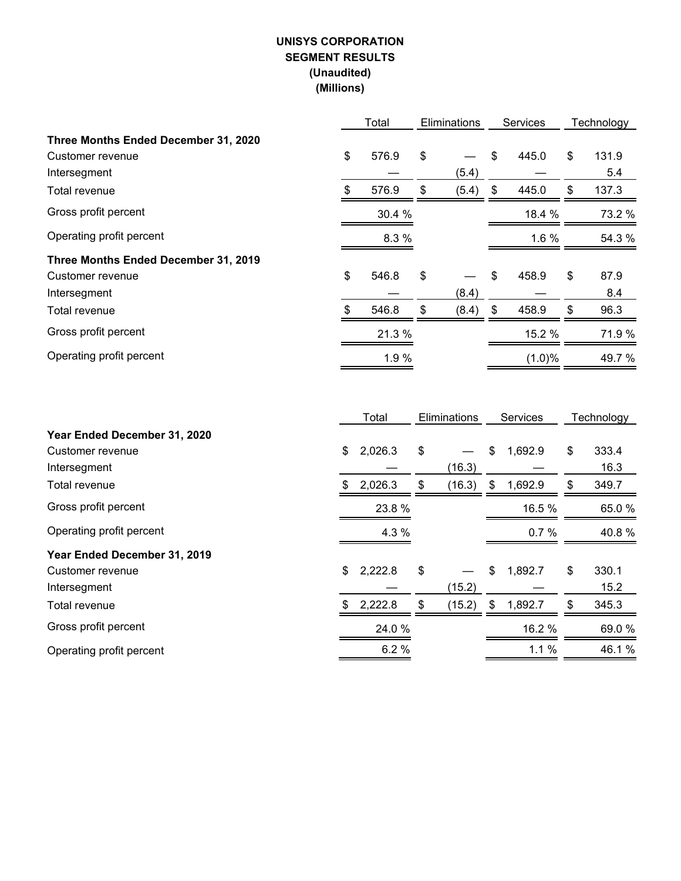**UNISYS CORPORATION**
**SEGMENT RESULTS**
**(Unaudited)**
**(Millions)**

| | Total | Eliminations | Services | Technology |
|---|---|---|---|---|
| **Three Months Ended December 31, 2020** | | | | |
| Customer revenue | $ 576.9 | $ — | $ 445.0 | $ 131.9 |
| Intersegment | — | (5.4) | — | 5.4 |
| Total revenue | $ 576.9 | $ (5.4) | $ 445.0 | $ 137.3 |
| Gross profit percent | 30.4 % | | 18.4 % | 73.2 % |
| Operating profit percent | 8.3 % | | 1.6 % | 54.3 % |
| **Three Months Ended December 31, 2019** | | | | |
| Customer revenue | $ 546.8 | $ — | $ 458.9 | $ 87.9 |
| Intersegment | — | (8.4) | — | 8.4 |
| Total revenue | $ 546.8 | $ (8.4) | $ 458.9 | $ 96.3 |
| Gross profit percent | 21.3 % | | 15.2 % | 71.9 % |
| Operating profit percent | 1.9 % | | (1.0)% | 49.7 % |

| | Total | Eliminations | Services | Technology |
|---|---|---|---|---|
| **Year Ended December 31, 2020** | | | | |
| Customer revenue | $ 2,026.3 | $ — | $ 1,692.9 | $ 333.4 |
| Intersegment | — | (16.3) | — | 16.3 |
| Total revenue | $ 2,026.3 | $ (16.3) | $ 1,692.9 | $ 349.7 |
| Gross profit percent | 23.8 % | | 16.5 % | 65.0 % |
| Operating profit percent | 4.3 % | | 0.7 % | 40.8 % |
| **Year Ended December 31, 2019** | | | | |
| Customer revenue | $ 2,222.8 | $ — | $ 1,892.7 | $ 330.1 |
| Intersegment | — | (15.2) | — | 15.2 |
| Total revenue | $ 2,222.8 | $ (15.2) | $ 1,892.7 | $ 345.3 |
| Gross profit percent | 24.0 % | | 16.2 % | 69.0 % |
| Operating profit percent | 6.2 % | | 1.1 % | 46.1 % |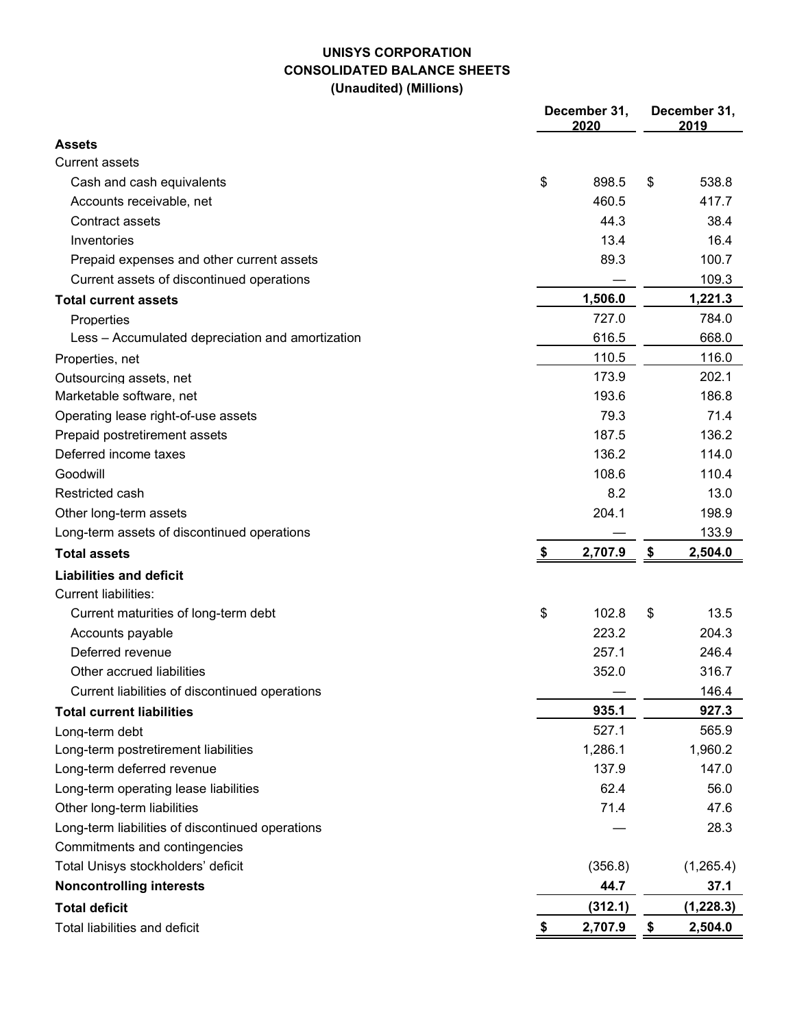# UNISYS CORPORATION
## CONSOLIDATED BALANCE SHEETS
### (Unaudited) (Millions)

| | December 31, 2020 | December 31, 2019 |
|---|---|---|
| **Assets** | | |
| Current assets | | |
| Cash and cash equivalents | $ 898.5 | $ 538.8 |
| Accounts receivable, net | 460.5 | 417.7 |
| Contract assets | 44.3 | 38.4 |
| Inventories | 13.4 | 16.4 |
| Prepaid expenses and other current assets | 89.3 | 100.7 |
| Current assets of discontinued operations | — | 109.3 |
| **Total current assets** | **1,506.0** | **1,221.3** |
| Properties | 727.0 | 784.0 |
| Less – Accumulated depreciation and amortization | 616.5 | 668.0 |
| Properties, net | 110.5 | 116.0 |
| Outsourcing assets, net | 173.9 | 202.1 |
| Marketable software, net | 193.6 | 186.8 |
| Operating lease right-of-use assets | 79.3 | 71.4 |
| Prepaid postretirement assets | 187.5 | 136.2 |
| Deferred income taxes | 136.2 | 114.0 |
| Goodwill | 108.6 | 110.4 |
| Restricted cash | 8.2 | 13.0 |
| Other long-term assets | 204.1 | 198.9 |
| Long-term assets of discontinued operations | — | 133.9 |
| **Total assets** | **$ 2,707.9** | **$ 2,504.0** |
| **Liabilities and deficit** | | |
| Current liabilities: | | |
| Current maturities of long-term debt | $ 102.8 | $ 13.5 |
| Accounts payable | 223.2 | 204.3 |
| Deferred revenue | 257.1 | 246.4 |
| Other accrued liabilities | 352.0 | 316.7 |
| Current liabilities of discontinued operations | — | 146.4 |
| **Total current liabilities** | **935.1** | **927.3** |
| Long-term debt | 527.1 | 565.9 |
| Long-term postretirement liabilities | 1,286.1 | 1,960.2 |
| Long-term deferred revenue | 137.9 | 147.0 |
| Long-term operating lease liabilities | 62.4 | 56.0 |
| Other long-term liabilities | 71.4 | 47.6 |
| Long-term liabilities of discontinued operations | — | 28.3 |
| Commitments and contingencies | | |
| Total Unisys stockholders' deficit | (356.8) | (1,265.4) |
| **Noncontrolling interests** | **44.7** | **37.1** |
| **Total deficit** | **(312.1)** | **(1,228.3)** |
| Total liabilities and deficit | **$ 2,707.9** | **$ 2,504.0** |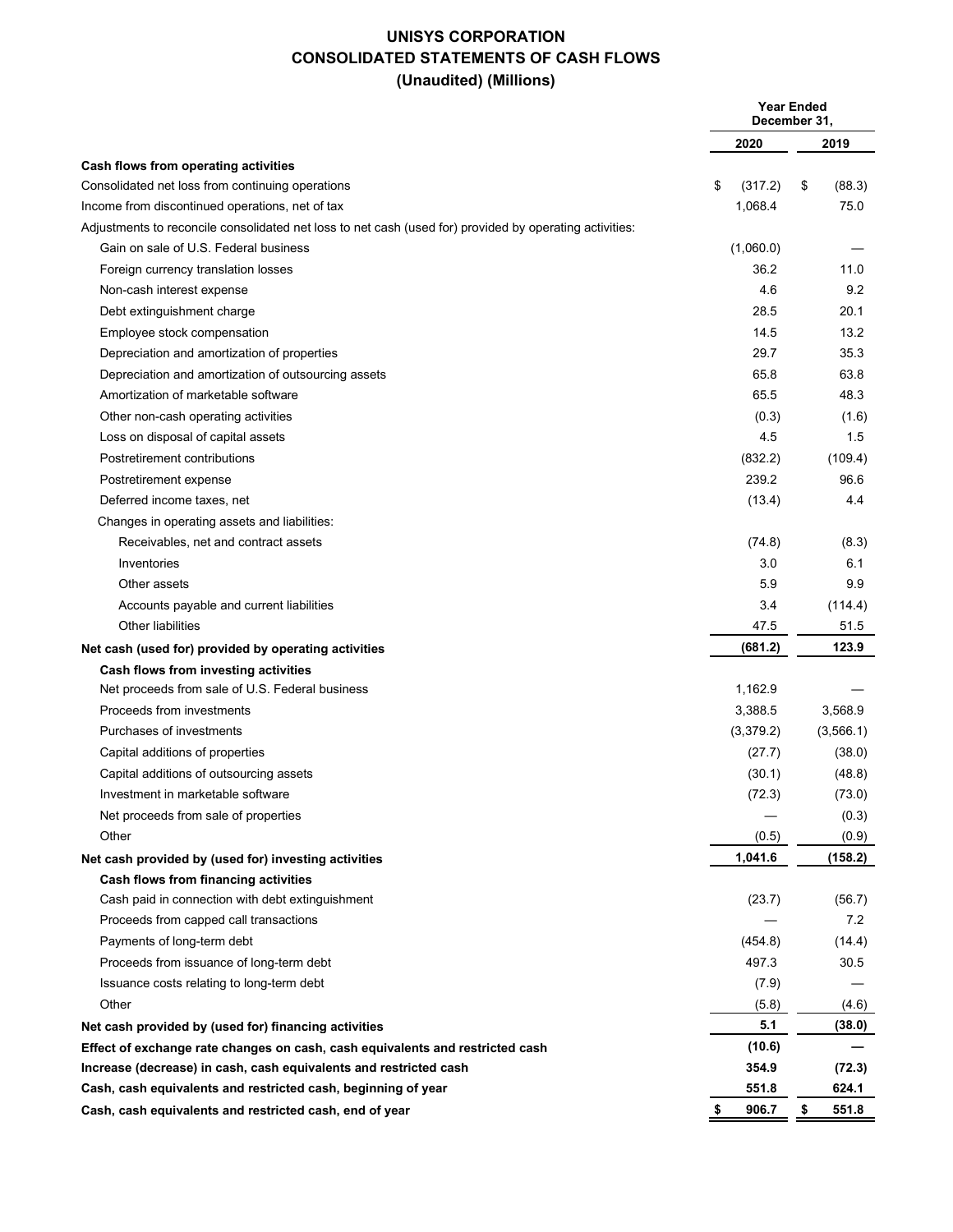# UNISYS CORPORATION
## CONSOLIDATED STATEMENTS OF CASH FLOWS
### (Unaudited) (Millions)

| | Year Ended December 31, | |
|---|---|---|
| | 2020 | 2019 |
| **Cash flows from operating activities** | | |
| Consolidated net loss from continuing operations | $ (317.2) | $ (88.3) |
| Income from discontinued operations, net of tax | 1,068.4 | 75.0 |
| Adjustments to reconcile consolidated net loss to net cash (used for) provided by operating activities: | | |
| Gain on sale of U.S. Federal business | (1,060.0) | — |
| Foreign currency translation losses | 36.2 | 11.0 |
| Non-cash interest expense | 4.6 | 9.2 |
| Debt extinguishment charge | 28.5 | 20.1 |
| Employee stock compensation | 14.5 | 13.2 |
| Depreciation and amortization of properties | 29.7 | 35.3 |
| Depreciation and amortization of outsourcing assets | 65.8 | 63.8 |
| Amortization of marketable software | 65.5 | 48.3 |
| Other non-cash operating activities | (0.3) | (1.6) |
| Loss on disposal of capital assets | 4.5 | 1.5 |
| Postretirement contributions | (832.2) | (109.4) |
| Postretirement expense | 239.2 | 96.6 |
| Deferred income taxes, net | (13.4) | 4.4 |
| Changes in operating assets and liabilities: | | |
| Receivables, net and contract assets | (74.8) | (8.3) |
| Inventories | 3.0 | 6.1 |
| Other assets | 5.9 | 9.9 |
| Accounts payable and current liabilities | 3.4 | (114.4) |
| Other liabilities | 47.5 | 51.5 |
| **Net cash (used for) provided by operating activities** | **(681.2)** | **123.9** |
| **Cash flows from investing activities** | | |
| Net proceeds from sale of U.S. Federal business | 1,162.9 | — |
| Proceeds from investments | 3,388.5 | 3,568.9 |
| Purchases of investments | (3,379.2) | (3,566.1) |
| Capital additions of properties | (27.7) | (38.0) |
| Capital additions of outsourcing assets | (30.1) | (48.8) |
| Investment in marketable software | (72.3) | (73.0) |
| Net proceeds from sale of properties | — | (0.3) |
| Other | (0.5) | (0.9) |
| **Net cash provided by (used for) investing activities** | **1,041.6** | **(158.2)** |
| **Cash flows from financing activities** | | |
| Cash paid in connection with debt extinguishment | (23.7) | (56.7) |
| Proceeds from capped call transactions | — | 7.2 |
| Payments of long-term debt | (454.8) | (14.4) |
| Proceeds from issuance of long-term debt | 497.3 | 30.5 |
| Issuance costs relating to long-term debt | (7.9) | — |
| Other | (5.8) | (4.6) |
| **Net cash provided by (used for) financing activities** | **5.1** | **(38.0)** |
| **Effect of exchange rate changes on cash, cash equivalents and restricted cash** | **(10.6)** | **—** |
| **Increase (decrease) in cash, cash equivalents and restricted cash** | **354.9** | **(72.3)** |
| **Cash, cash equivalents and restricted cash, beginning of year** | **551.8** | **624.1** |
| **Cash, cash equivalents and restricted cash, end of year** | **$ 906.7** | **$ 551.8** |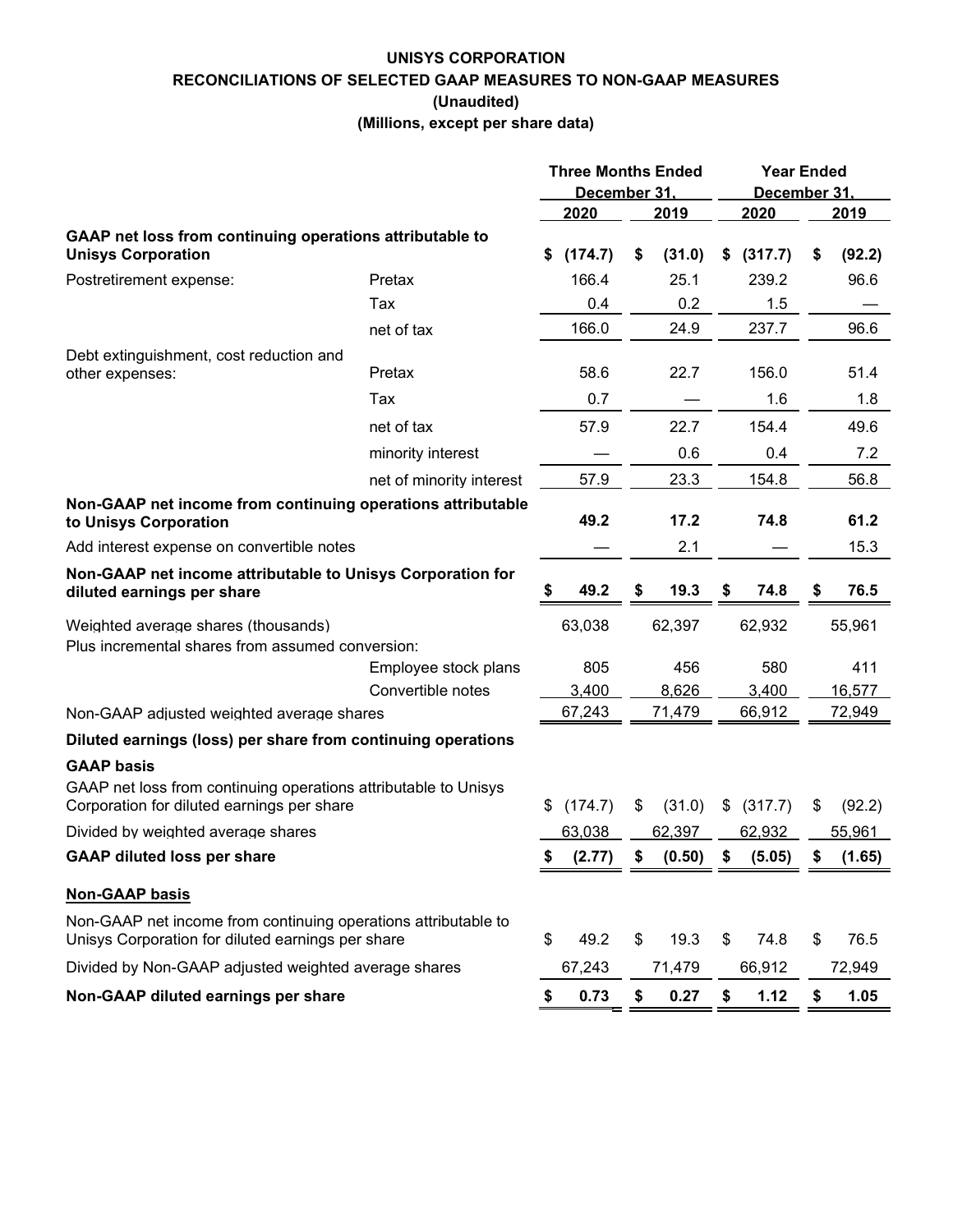# UNISYS CORPORATION

## RECONCILIATIONS OF SELECTED GAAP MEASURES TO NON-GAAP MEASURES

**(Unaudited)**

**(Millions, except per share data)**

| | | Three Months Ended December 31, | | Year Ended December 31, | |
|---|---|---|---|---|---|
| | | **2020** | **2019** | **2020** | **2019** |
| **GAAP net loss from continuing operations attributable to Unisys Corporation** | | **$ (174.7)** | **$ (31.0)** | **$ (317.7)** | **$ (92.2)** |
| Postretirement expense: | Pretax | 166.4 | 25.1 | 239.2 | 96.6 |
| | Tax | 0.4 | 0.2 | 1.5 | — |
| | net of tax | 166.0 | 24.9 | 237.7 | 96.6 |
| Debt extinguishment, cost reduction and other expenses: | Pretax | 58.6 | 22.7 | 156.0 | 51.4 |
| | Tax | 0.7 | — | 1.6 | 1.8 |
| | net of tax | 57.9 | 22.7 | 154.4 | 49.6 |
| | minority interest | — | 0.6 | 0.4 | 7.2 |
| | net of minority interest | 57.9 | 23.3 | 154.8 | 56.8 |
| **Non-GAAP net income from continuing operations attributable to Unisys Corporation** | | **49.2** | **17.2** | **74.8** | **61.2** |
| Add interest expense on convertible notes | | — | 2.1 | — | 15.3 |
| **Non-GAAP net income attributable to Unisys Corporation for diluted earnings per share** | | **$ 49.2** | **$ 19.3** | **$ 74.8** | **$ 76.5** |
| Weighted average shares (thousands) | | 63,038 | 62,397 | 62,932 | 55,961 |
| Plus incremental shares from assumed conversion: | | | | | |
| | Employee stock plans | 805 | 456 | 580 | 411 |
| | Convertible notes | 3,400 | 8,626 | 3,400 | 16,577 |
| Non-GAAP adjusted weighted average shares | | 67,243 | 71,479 | 66,912 | 72,949 |
| **Diluted earnings (loss) per share from continuing operations** | | | | | |
| **GAAP basis** | | | | | |
| GAAP net loss from continuing operations attributable to Unisys Corporation for diluted earnings per share | | $ (174.7) | $ (31.0) | $ (317.7) | $ (92.2) |
| Divided by weighted average shares | | 63,038 | 62,397 | 62,932 | 55,961 |
| **GAAP diluted loss per share** | | **$ (2.77)** | **$ (0.50)** | **$ (5.05)** | **$ (1.65)** |
| **Non-GAAP basis** | | | | | |
| Non-GAAP net income from continuing operations attributable to Unisys Corporation for diluted earnings per share | | $ 49.2 | $ 19.3 | $ 74.8 | $ 76.5 |
| Divided by Non-GAAP adjusted weighted average shares | | 67,243 | 71,479 | 66,912 | 72,949 |
| **Non-GAAP diluted earnings per share** | | **$ 0.73** | **$ 0.27** | **$ 1.12** | **$ 1.05** |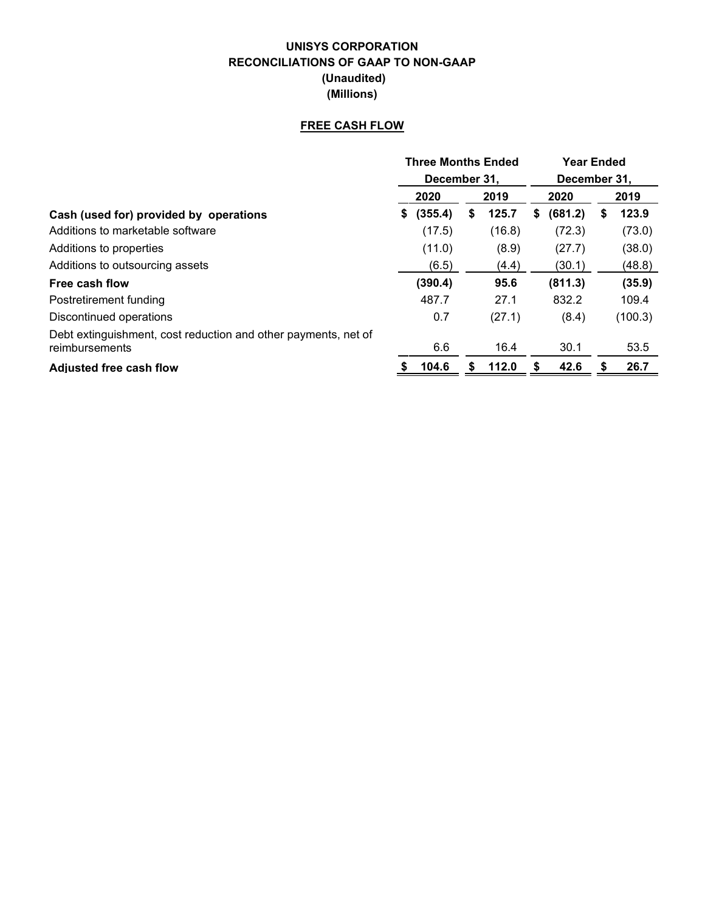# UNISYS CORPORATION
## RECONCILIATIONS OF GAAP TO NON-GAAP
### (Unaudited)
### (Millions)

**FREE CASH FLOW**

| | Three Months Ended December 31, | | Year Ended December 31, | |
|---|---|---|---|---|
| | 2020 | 2019 | 2020 | 2019 |
| **Cash (used for) provided by operations** | **$ (355.4)** | **$ 125.7** | **$ (681.2)** | **$ 123.9** |
| Additions to marketable software | (17.5) | (16.8) | (72.3) | (73.0) |
| Additions to properties | (11.0) | (8.9) | (27.7) | (38.0) |
| Additions to outsourcing assets | (6.5) | (4.4) | (30.1) | (48.8) |
| **Free cash flow** | **(390.4)** | **95.6** | **(811.3)** | **(35.9)** |
| Postretirement funding | 487.7 | 27.1 | 832.2 | 109.4 |
| Discontinued operations | 0.7 | (27.1) | (8.4) | (100.3) |
| Debt extinguishment, cost reduction and other payments, net of reimbursements | 6.6 | 16.4 | 30.1 | 53.5 |
| **Adjusted free cash flow** | **$ 104.6** | **$ 112.0** | **$ 42.6** | **$ 26.7** |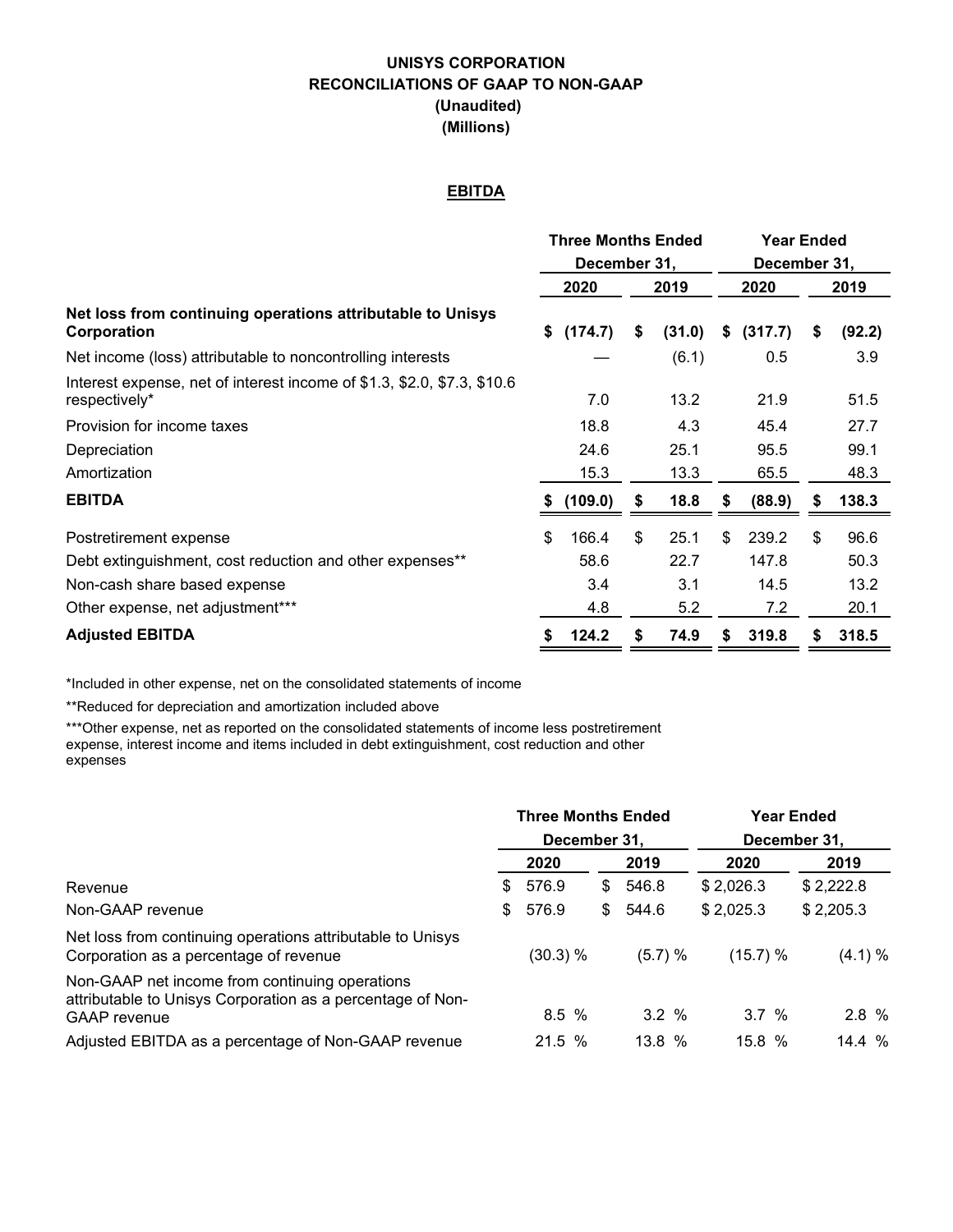# UNISYS CORPORATION
# RECONCILIATIONS OF GAAP TO NON-GAAP
# (Unaudited)
# (Millions)

## EBITDA

| | Three Months Ended December 31, | | Year Ended December 31, | |
|---|---|---|---|---|
| | 2020 | 2019 | 2020 | 2019 |
| **Net loss from continuing operations attributable to Unisys Corporation** | **$ (174.7)** | **$ (31.0)** | **$ (317.7)** | **$ (92.2)** |
| Net income (loss) attributable to noncontrolling interests | — | (6.1) | 0.5 | 3.9 |
| Interest expense, net of interest income of $1.3, $2.0, $7.3, $10.6 respectively* | 7.0 | 13.2 | 21.9 | 51.5 |
| Provision for income taxes | 18.8 | 4.3 | 45.4 | 27.7 |
| Depreciation | 24.6 | 25.1 | 95.5 | 99.1 |
| Amortization | 15.3 | 13.3 | 65.5 | 48.3 |
| **EBITDA** | **$ (109.0)** | **$ 18.8** | **$ (88.9)** | **$ 138.3** |
| Postretirement expense | $ 166.4 | $ 25.1 | $ 239.2 | $ 96.6 |
| Debt extinguishment, cost reduction and other expenses** | 58.6 | 22.7 | 147.8 | 50.3 |
| Non-cash share based expense | 3.4 | 3.1 | 14.5 | 13.2 |
| Other expense, net adjustment*** | 4.8 | 5.2 | 7.2 | 20.1 |
| **Adjusted EBITDA** | **$ 124.2** | **$ 74.9** | **$ 319.8** | **$ 318.5** |

*Included in other expense, net on the consolidated statements of income

**Reduced for depreciation and amortization included above

***Other expense, net as reported on the consolidated statements of income less postretirement expense, interest income and items included in debt extinguishment, cost reduction and other expenses

| | Three Months Ended December 31, | | Year Ended December 31, | |
|---|---|---|---|---|
| | 2020 | 2019 | 2020 | 2019 |
| Revenue | $ 576.9 | $ 546.8 | $ 2,026.3 | $ 2,222.8 |
| Non-GAAP revenue | $ 576.9 | $ 544.6 | $ 2,025.3 | $ 2,205.3 |
| Net loss from continuing operations attributable to Unisys Corporation as a percentage of revenue | (30.3) % | (5.7) % | (15.7) % | (4.1) % |
| Non-GAAP net income from continuing operations attributable to Unisys Corporation as a percentage of Non-GAAP revenue | 8.5 % | 3.2 % | 3.7 % | 2.8 % |
| Adjusted EBITDA as a percentage of Non-GAAP revenue | 21.5 % | 13.8 % | 15.8 % | 14.4 % |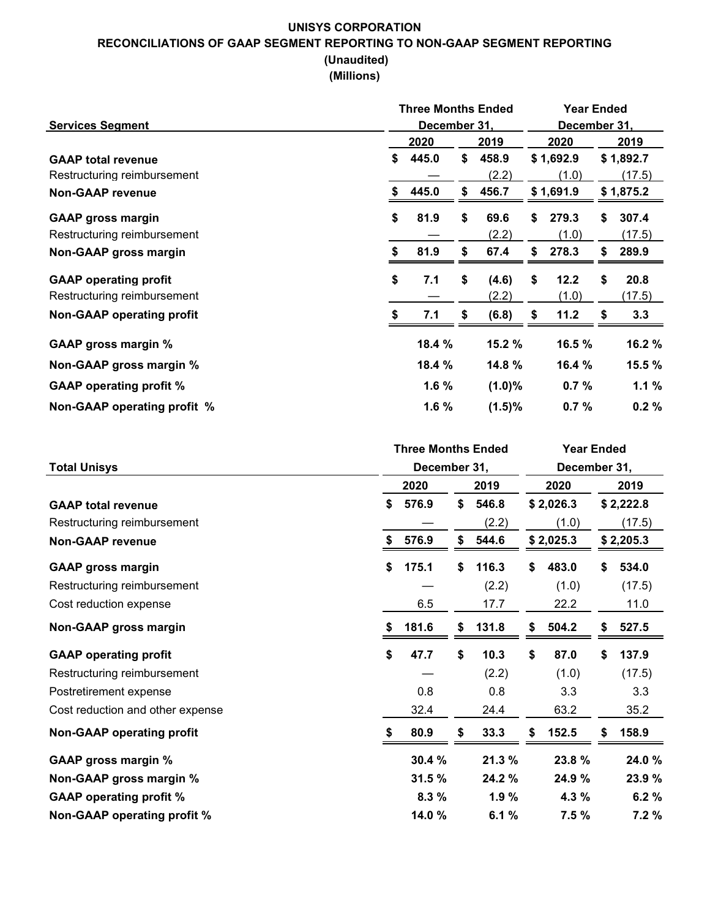**UNISYS CORPORATION**

**RECONCILIATIONS OF GAAP SEGMENT REPORTING TO NON-GAAP SEGMENT REPORTING**

**(Unaudited)**

**(Millions)**

| Services Segment | Three Months Ended December 31, | | Year Ended December 31, | |
|---|---|---|---|---|
| | 2020 | 2019 | 2020 | 2019 |
| **GAAP total revenue** | $ 445.0 | $ 458.9 | $ 1,692.9 | $ 1,892.7 |
| Restructuring reimbursement | — | (2.2) | (1.0) | (17.5) |
| **Non-GAAP revenue** | $ 445.0 | $ 456.7 | $ 1,691.9 | $ 1,875.2 |
| **GAAP gross margin** | $ 81.9 | $ 69.6 | $ 279.3 | $ 307.4 |
| Restructuring reimbursement | — | (2.2) | (1.0) | (17.5) |
| **Non-GAAP gross margin** | $ 81.9 | $ 67.4 | $ 278.3 | $ 289.9 |
| **GAAP operating profit** | $ 7.1 | $ (4.6) | $ 12.2 | $ 20.8 |
| Restructuring reimbursement | — | (2.2) | (1.0) | (17.5) |
| **Non-GAAP operating profit** | $ 7.1 | $ (6.8) | $ 11.2 | $ 3.3 |
| **GAAP gross margin %** | 18.4 % | 15.2 % | 16.5 % | 16.2 % |
| **Non-GAAP gross margin %** | 18.4 % | 14.8 % | 16.4 % | 15.5 % |
| **GAAP operating profit %** | 1.6 % | (1.0)% | 0.7 % | 1.1 % |
| **Non-GAAP operating profit %** | 1.6 % | (1.5)% | 0.7 % | 0.2 % |

| Total Unisys | Three Months Ended December 31, | | Year Ended December 31, | |
|---|---|---|---|---|
| | 2020 | 2019 | 2020 | 2019 |
| **GAAP total revenue** | $ 576.9 | $ 546.8 | $ 2,026.3 | $ 2,222.8 |
| Restructuring reimbursement | — | (2.2) | (1.0) | (17.5) |
| **Non-GAAP revenue** | $ 576.9 | $ 544.6 | $ 2,025.3 | $ 2,205.3 |
| **GAAP gross margin** | $ 175.1 | $ 116.3 | $ 483.0 | $ 534.0 |
| Restructuring reimbursement | — | (2.2) | (1.0) | (17.5) |
| Cost reduction expense | 6.5 | 17.7 | 22.2 | 11.0 |
| **Non-GAAP gross margin** | $ 181.6 | $ 131.8 | $ 504.2 | $ 527.5 |
| **GAAP operating profit** | $ 47.7 | $ 10.3 | $ 87.0 | $ 137.9 |
| Restructuring reimbursement | — | (2.2) | (1.0) | (17.5) |
| Postretirement expense | 0.8 | 0.8 | 3.3 | 3.3 |
| Cost reduction and other expense | 32.4 | 24.4 | 63.2 | 35.2 |
| **Non-GAAP operating profit** | $ 80.9 | $ 33.3 | $ 152.5 | $ 158.9 |
| **GAAP gross margin %** | 30.4 % | 21.3 % | 23.8 % | 24.0 % |
| **Non-GAAP gross margin %** | 31.5 % | 24.2 % | 24.9 % | 23.9 % |
| **GAAP operating profit %** | 8.3 % | 1.9 % | 4.3 % | 6.2 % |
| **Non-GAAP operating profit %** | 14.0 % | 6.1 % | 7.5 % | 7.2 % |